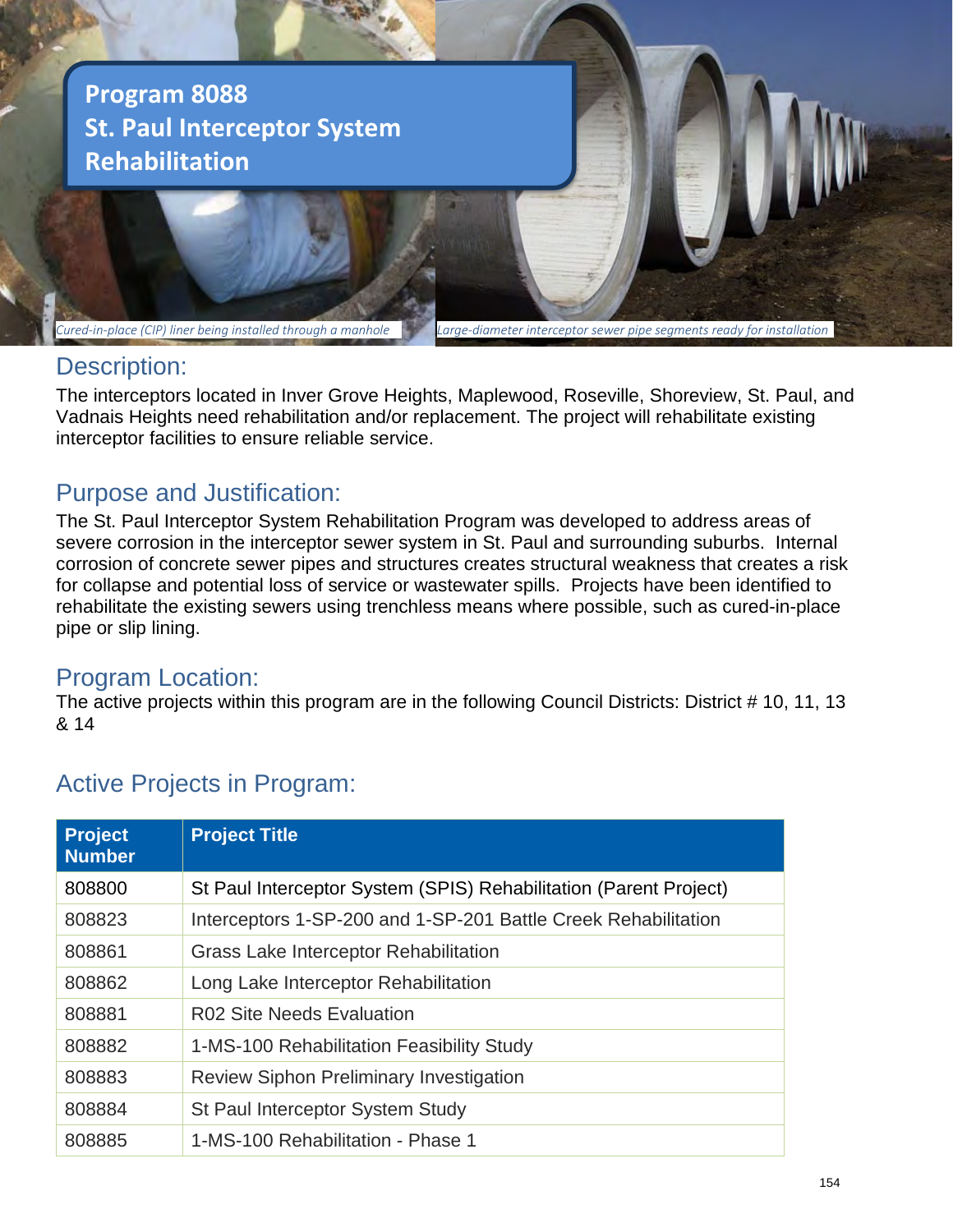# Program 8088
# St. Paul Interceptor System Rehabilitation

*Cured-in-place (CIP) liner being installed through a manhole*

*Large-diameter interceptor sewer pipe segments ready for installation*

## Description:

The interceptors located in Inver Grove Heights, Maplewood, Roseville, Shoreview, St. Paul, and Vadnais Heights need rehabilitation and/or replacement. The project will rehabilitate existing interceptor facilities to ensure reliable service.

## Purpose and Justification:

The St. Paul Interceptor System Rehabilitation Program was developed to address areas of severe corrosion in the interceptor sewer system in St. Paul and surrounding suburbs. Internal corrosion of concrete sewer pipes and structures creates structural weakness that creates a risk for collapse and potential loss of service or wastewater spills. Projects have been identified to rehabilitate the existing sewers using trenchless means where possible, such as cured-in-place pipe or slip lining.

## Program Location:

The active projects within this program are in the following Council Districts: District # 10, 11, 13 & 14

## Active Projects in Program:

| Project Number | Project Title |
|---|---|
| 808800 | St Paul Interceptor System (SPIS) Rehabilitation (Parent Project) |
| 808823 | Interceptors 1-SP-200 and 1-SP-201 Battle Creek Rehabilitation |
| 808861 | Grass Lake Interceptor Rehabilitation |
| 808862 | Long Lake Interceptor Rehabilitation |
| 808881 | R02 Site Needs Evaluation |
| 808882 | 1-MS-100 Rehabilitation Feasibility Study |
| 808883 | Review Siphon Preliminary Investigation |
| 808884 | St Paul Interceptor System Study |
| 808885 | 1-MS-100 Rehabilitation - Phase 1 |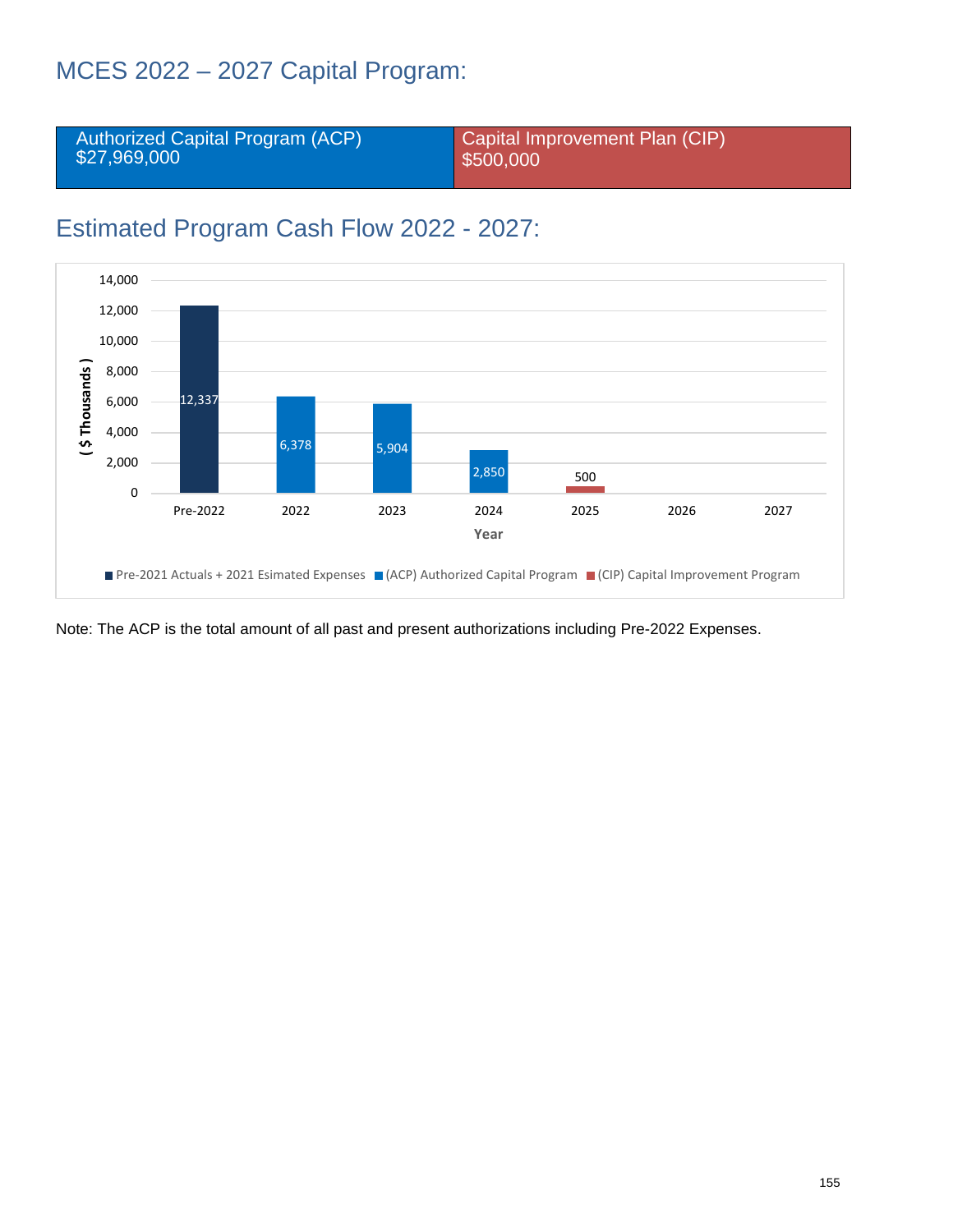## MCES 2022 – 2027 Capital Program:

| Authorized Capital Program (ACP) $27,969,000 | Capital Improvement Plan (CIP) $500,000 |
|---|---|

## Estimated Program Cash Flow 2022 - 2027:

| Year | Pre-2021 Actuals + 2021 Esimated Expenses | (ACP) Authorized Capital Program | (CIP) Capital Improvement Program |
|---|---|---|---|
| Pre-2022 | 12,337 | | |
| 2022 | | 6,378 | |
| 2023 | | 5,904 | |
| 2024 | | 2,850 | |
| 2025 | | | 500 |
| 2026 | | | |
| 2027 | | | |

( $ Thousands )

Note: The ACP is the total amount of all past and present authorizations including Pre-2022 Expenses.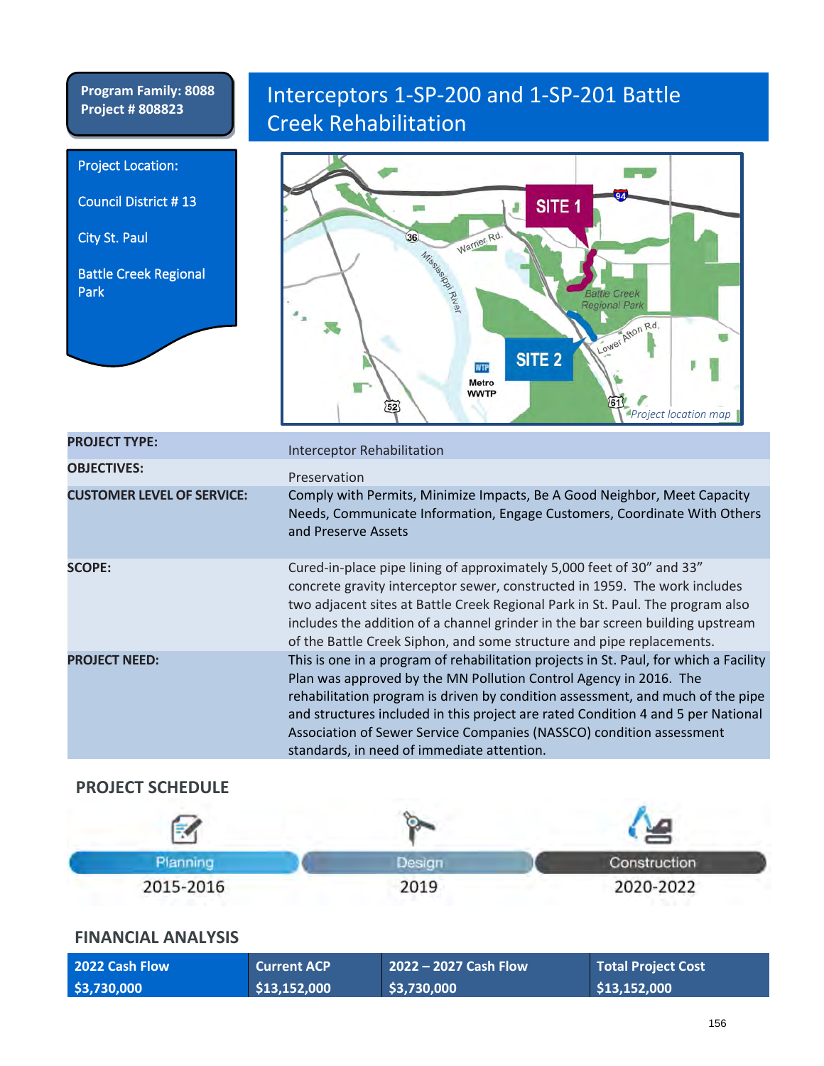**Program Family: 8088**
**Project # 808823**

# Interceptors 1-SP-200 and 1-SP-201 Battle Creek Rehabilitation

Project Location:

Council District # 13

City St. Paul

Battle Creek Regional Park

*Project location map*

| | |
|---|---|
| **PROJECT TYPE:** | Interceptor Rehabilitation |
| **OBJECTIVES:** | Preservation |
| **CUSTOMER LEVEL OF SERVICE:** | Comply with Permits, Minimize Impacts, Be A Good Neighbor, Meet Capacity Needs, Communicate Information, Engage Customers, Coordinate With Others and Preserve Assets |
| **SCOPE:** | Cured-in-place pipe lining of approximately 5,000 feet of 30" and 33" concrete gravity interceptor sewer, constructed in 1959. The work includes two adjacent sites at Battle Creek Regional Park in St. Paul. The program also includes the addition of a channel grinder in the bar screen building upstream of the Battle Creek Siphon, and some structure and pipe replacements. |
| **PROJECT NEED:** | This is one in a program of rehabilitation projects in St. Paul, for which a Facility Plan was approved by the MN Pollution Control Agency in 2016. The rehabilitation program is driven by condition assessment, and much of the pipe and structures included in this project are rated Condition 4 and 5 per National Association of Sewer Service Companies (NASSCO) condition assessment standards, in need of immediate attention. |

## PROJECT SCHEDULE

| Planning | Design | Construction |
|---|---|---|
| 2015-2016 | 2019 | 2020-2022 |

## FINANCIAL ANALYSIS

| 2022 Cash Flow | Current ACP | 2022 – 2027 Cash Flow | Total Project Cost |
|---|---|---|---|
| $3,730,000 | $13,152,000 | $3,730,000 | $13,152,000 |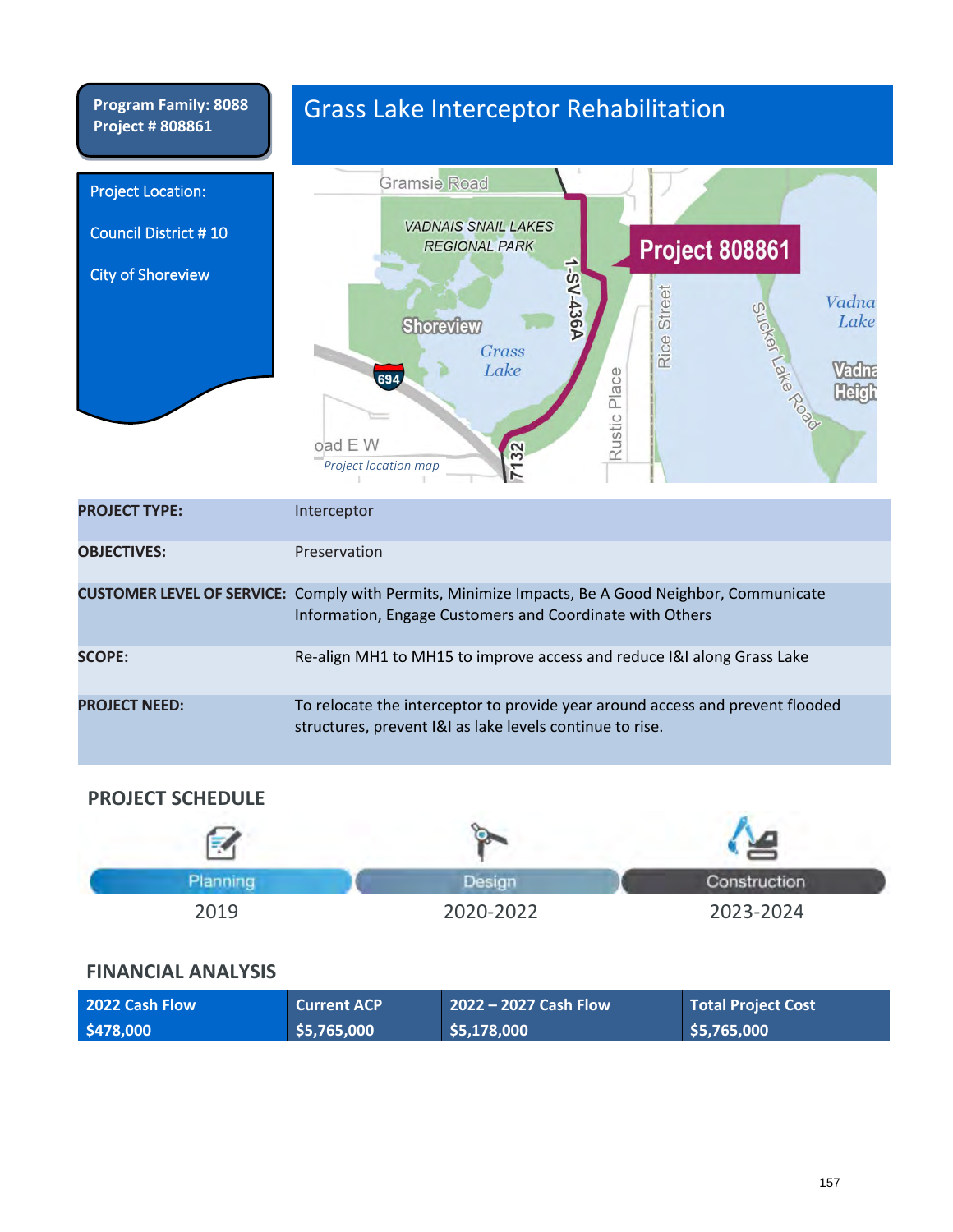**Program Family: 8088**
**Project # 808861**

# Grass Lake Interceptor Rehabilitation

Project Location:

Council District # 10

City of Shoreview

*Project location map*

| | |
|---|---|
| **PROJECT TYPE:** | Interceptor |
| **OBJECTIVES:** | Preservation |
| **CUSTOMER LEVEL OF SERVICE:** | Comply with Permits, Minimize Impacts, Be A Good Neighbor, Communicate Information, Engage Customers and Coordinate with Others |
| **SCOPE:** | Re-align MH1 to MH15 to improve access and reduce I&I along Grass Lake |
| **PROJECT NEED:** | To relocate the interceptor to provide year around access and prevent flooded structures, prevent I&I as lake levels continue to rise. |

## PROJECT SCHEDULE

| Planning | Design | Construction |
|---|---|---|
| 2019 | 2020-2022 | 2023-2024 |

## FINANCIAL ANALYSIS

| 2022 Cash Flow | Current ACP | 2022 – 2027 Cash Flow | Total Project Cost |
|---|---|---|---|
| $478,000 | $5,765,000 | $5,178,000 | $5,765,000 |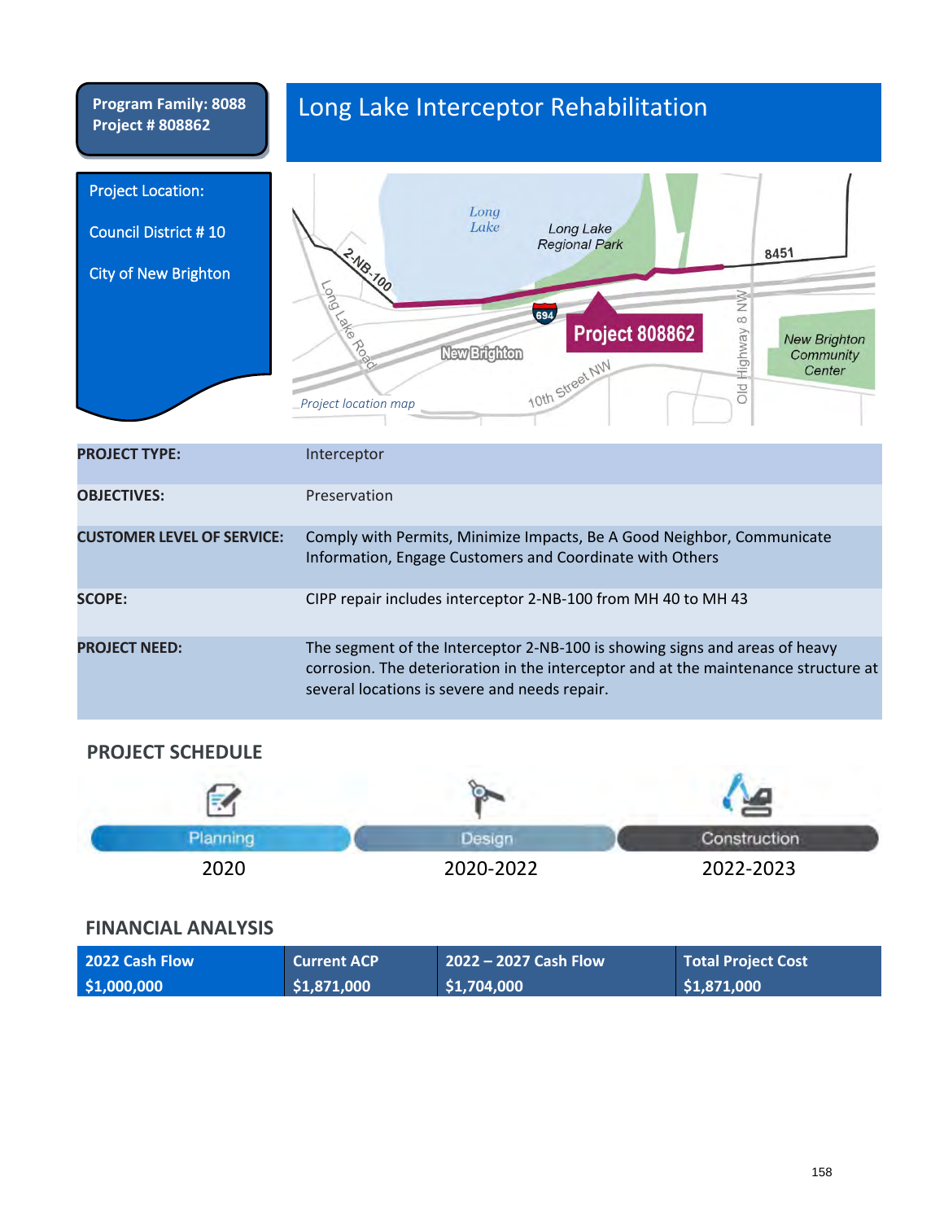**Program Family: 8088**
**Project # 808862**

# Long Lake Interceptor Rehabilitation

Project Location:

Council District # 10

City of New Brighton

*Project location map*

| | |
|---|---|
| **PROJECT TYPE:** | Interceptor |
| **OBJECTIVES:** | Preservation |
| **CUSTOMER LEVEL OF SERVICE:** | Comply with Permits, Minimize Impacts, Be A Good Neighbor, Communicate Information, Engage Customers and Coordinate with Others |
| **SCOPE:** | CIPP repair includes interceptor 2-NB-100 from MH 40 to MH 43 |
| **PROJECT NEED:** | The segment of the Interceptor 2-NB-100 is showing signs and areas of heavy corrosion. The deterioration in the interceptor and at the maintenance structure at several locations is severe and needs repair. |

## PROJECT SCHEDULE

| Planning | Design | Construction |
|---|---|---|
| 2020 | 2020-2022 | 2022-2023 |

## FINANCIAL ANALYSIS

| 2022 Cash Flow | Current ACP | 2022 – 2027 Cash Flow | Total Project Cost |
|---|---|---|---|
| $1,000,000 | $1,871,000 | $1,704,000 | $1,871,000 |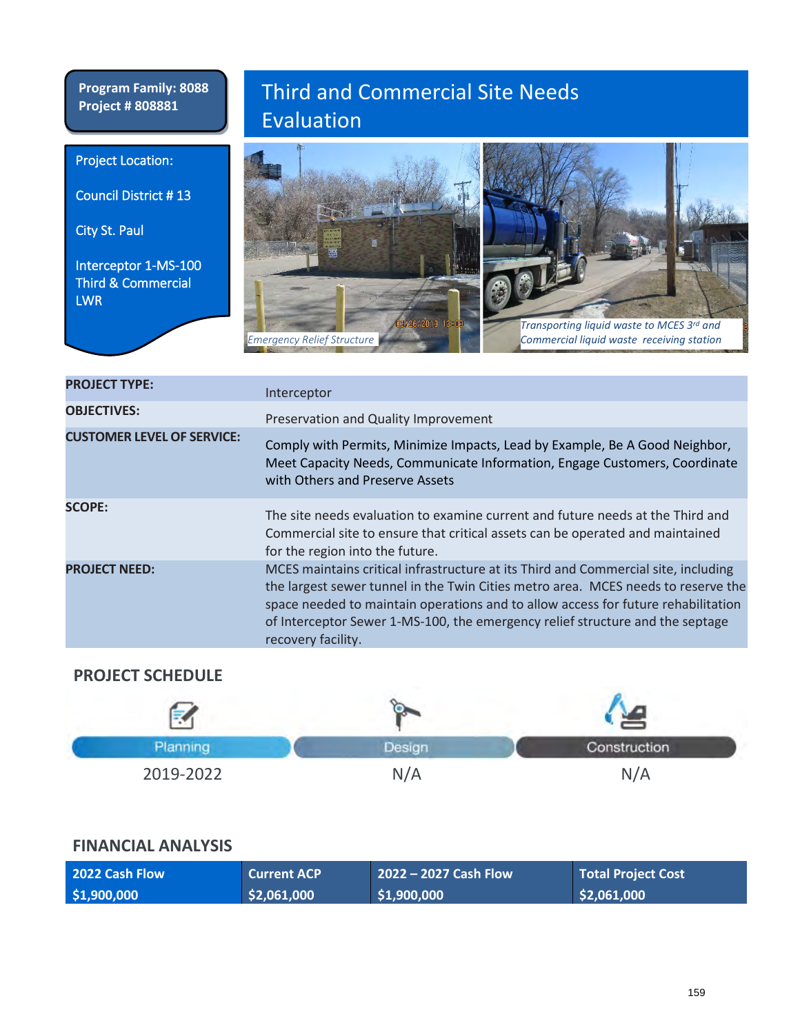**Program Family: 8088**
**Project # 808881**

# Third and Commercial Site Needs Evaluation

Project Location:

Council District # 13

City St. Paul

Interceptor 1-MS-100 Third & Commercial LWR

*Emergency Relief Structure*

*Transporting liquid waste to MCES 3rd and Commercial liquid waste receiving station*

| | |
|---|---|
| **PROJECT TYPE:** | Interceptor |
| **OBJECTIVES:** | Preservation and Quality Improvement |
| **CUSTOMER LEVEL OF SERVICE:** | Comply with Permits, Minimize Impacts, Lead by Example, Be A Good Neighbor, Meet Capacity Needs, Communicate Information, Engage Customers, Coordinate with Others and Preserve Assets |
| **SCOPE:** | The site needs evaluation to examine current and future needs at the Third and Commercial site to ensure that critical assets can be operated and maintained for the region into the future. |
| **PROJECT NEED:** | MCES maintains critical infrastructure at its Third and Commercial site, including the largest sewer tunnel in the Twin Cities metro area. MCES needs to reserve the space needed to maintain operations and to allow access for future rehabilitation of Interceptor Sewer 1-MS-100, the emergency relief structure and the septage recovery facility. |

## PROJECT SCHEDULE

| Planning | Design | Construction |
|---|---|---|
| 2019-2022 | N/A | N/A |

## FINANCIAL ANALYSIS

| 2022 Cash Flow | Current ACP | 2022 – 2027 Cash Flow | Total Project Cost |
|---|---|---|---|
| $1,900,000 | $2,061,000 | $1,900,000 | $2,061,000 |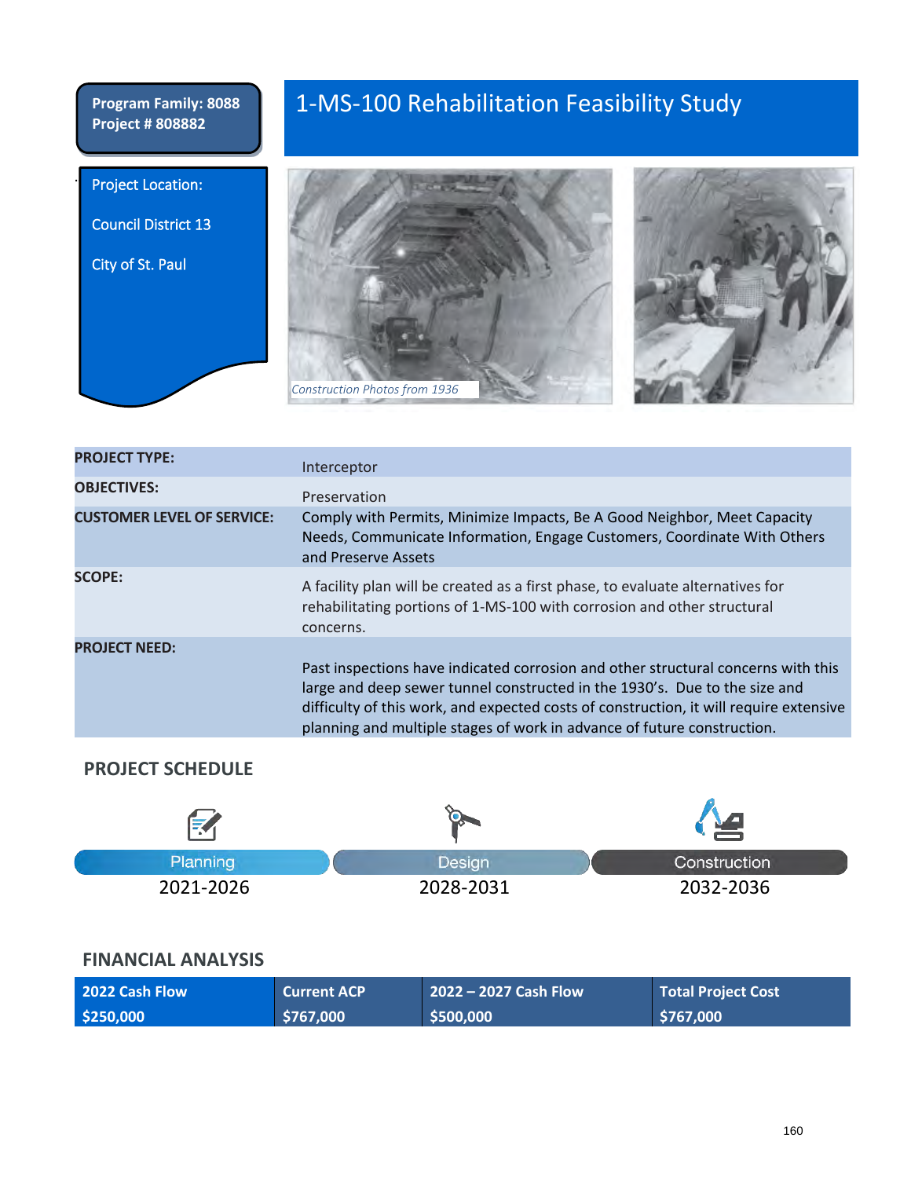**Program Family: 8088**
**Project # 808882**

# 1-MS-100 Rehabilitation Feasibility Study

Project Location:

Council District 13

City of St. Paul

*Construction Photos from 1936*

| | |
|---|---|
| **PROJECT TYPE:** | Interceptor |
| **OBJECTIVES:** | Preservation |
| **CUSTOMER LEVEL OF SERVICE:** | Comply with Permits, Minimize Impacts, Be A Good Neighbor, Meet Capacity Needs, Communicate Information, Engage Customers, Coordinate With Others and Preserve Assets |
| **SCOPE:** | A facility plan will be created as a first phase, to evaluate alternatives for rehabilitating portions of 1-MS-100 with corrosion and other structural concerns. |
| **PROJECT NEED:** | Past inspections have indicated corrosion and other structural concerns with this large and deep sewer tunnel constructed in the 1930's. Due to the size and difficulty of this work, and expected costs of construction, it will require extensive planning and multiple stages of work in advance of future construction. |

## PROJECT SCHEDULE

| Planning | Design | Construction |
|---|---|---|
| 2021-2026 | 2028-2031 | 2032-2036 |

## FINANCIAL ANALYSIS

| 2022 Cash Flow | Current ACP | 2022 – 2027 Cash Flow | Total Project Cost |
|---|---|---|---|
| $250,000 | $767,000 | $500,000 | $767,000 |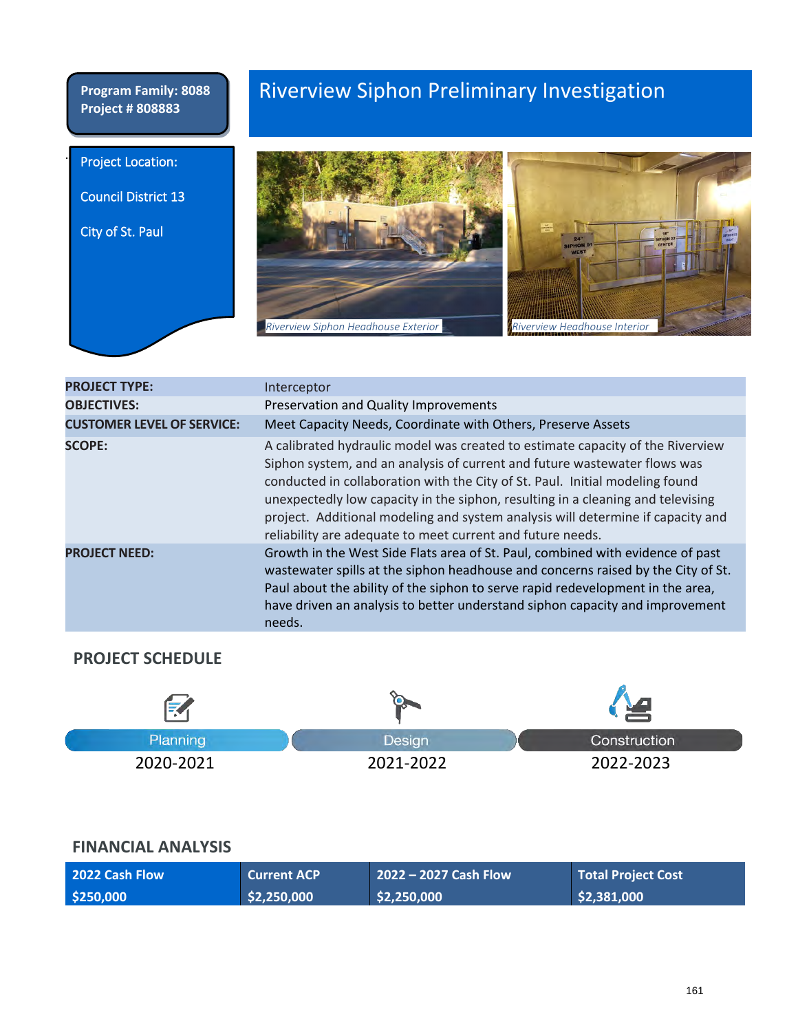**Program Family: 8088**
**Project # 808883**

# Riverview Siphon Preliminary Investigation

Project Location:

Council District 13

City of St. Paul

*Riverview Siphon Headhouse Exterior*

*Riverview Headhouse Interior*

| | |
|---|---|
| **PROJECT TYPE:** | Interceptor |
| **OBJECTIVES:** | Preservation and Quality Improvements |
| **CUSTOMER LEVEL OF SERVICE:** | Meet Capacity Needs, Coordinate with Others, Preserve Assets |
| **SCOPE:** | A calibrated hydraulic model was created to estimate capacity of the Riverview Siphon system, and an analysis of current and future wastewater flows was conducted in collaboration with the City of St. Paul. Initial modeling found unexpectedly low capacity in the siphon, resulting in a cleaning and televising project. Additional modeling and system analysis will determine if capacity and reliability are adequate to meet current and future needs. |
| **PROJECT NEED:** | Growth in the West Side Flats area of St. Paul, combined with evidence of past wastewater spills at the siphon headhouse and concerns raised by the City of St. Paul about the ability of the siphon to serve rapid redevelopment in the area, have driven an analysis to better understand siphon capacity and improvement needs. |

## PROJECT SCHEDULE

| Planning | Design | Construction |
|---|---|---|
| 2020-2021 | 2021-2022 | 2022-2023 |

## FINANCIAL ANALYSIS

| 2022 Cash Flow | Current ACP | 2022 – 2027 Cash Flow | Total Project Cost |
|---|---|---|---|
| $250,000 | $2,250,000 | $2,250,000 | $2,381,000 |